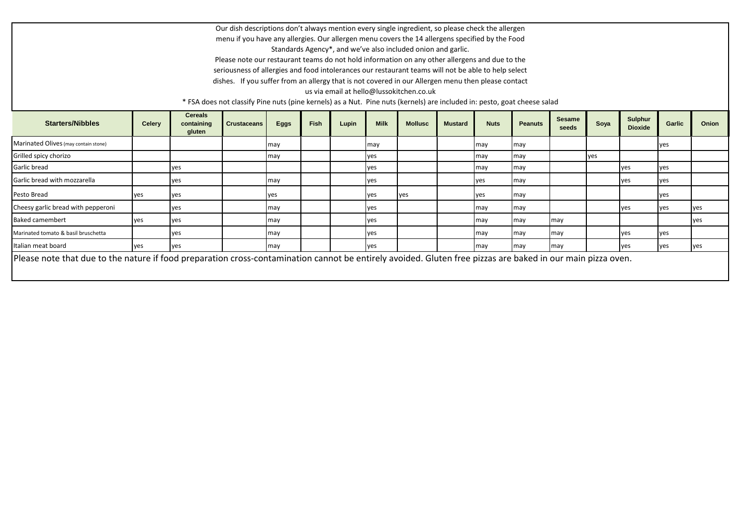Our dish descriptions don't always mention every single ingredient, so please check the allergen menu if you have any allergies. Our allergen menu covers the 14 allergens specified by the Food Standards Agency*, and we've also included onion and garlic.

Please note our restaurant teams do not hold information on any other allergens and due to the seriousness of allergies and food intolerances our restaurant teams will not be able to help select dishes. If you suffer from an allergy that is not covered in our Allergen menu then please contact us via email at hello@lussokitchen.co.uk

* FSA does not classify Pine nuts (pine kernels) as a Nut. Pine nuts (kernels) are included in: pesto, goat cheese salad

| Starters/Nibbles | Celery | Cereals containing gluten | Crustaceans | Eggs | Fish | Lupin | Milk | Mollusc | Mustard | Nuts | Peanuts | Sesame seeds | Soya | Sulphur Dioxide | Garlic | Onion |
|---|---|---|---|---|---|---|---|---|---|---|---|---|---|---|---|---|
| Marinated Olives (may contain stone) | | | | may | | | may | | | may | may | | | | yes | |
| Grilled spicy chorizo | | | | may | | | yes | | | may | may | | yes | | | |
| Garlic bread | | yes | | | | | yes | | | may | may | | | yes | yes | |
| Garlic bread with mozzarella | | yes | | may | | | yes | | | yes | may | | | yes | yes | |
| Pesto Bread | yes | yes | | yes | | | yes | yes | | yes | may | | | | yes | |
| Cheesy garlic bread with pepperoni | | yes | | may | | | yes | | | may | may | | | yes | yes | yes |
| Baked camembert | yes | yes | | may | | | yes | | | may | may | may | | | | yes |
| Marinated tomato & basil bruschetta | | yes | | may | | | yes | | | may | may | may | | yes | yes | |
| Italian meat board | yes | yes | | may | | | yes | | | may | may | may | | yes | yes | yes |

Please note that due to the nature if food preparation cross-contamination cannot be entirely avoided. Gluten free pizzas are baked in our main pizza oven.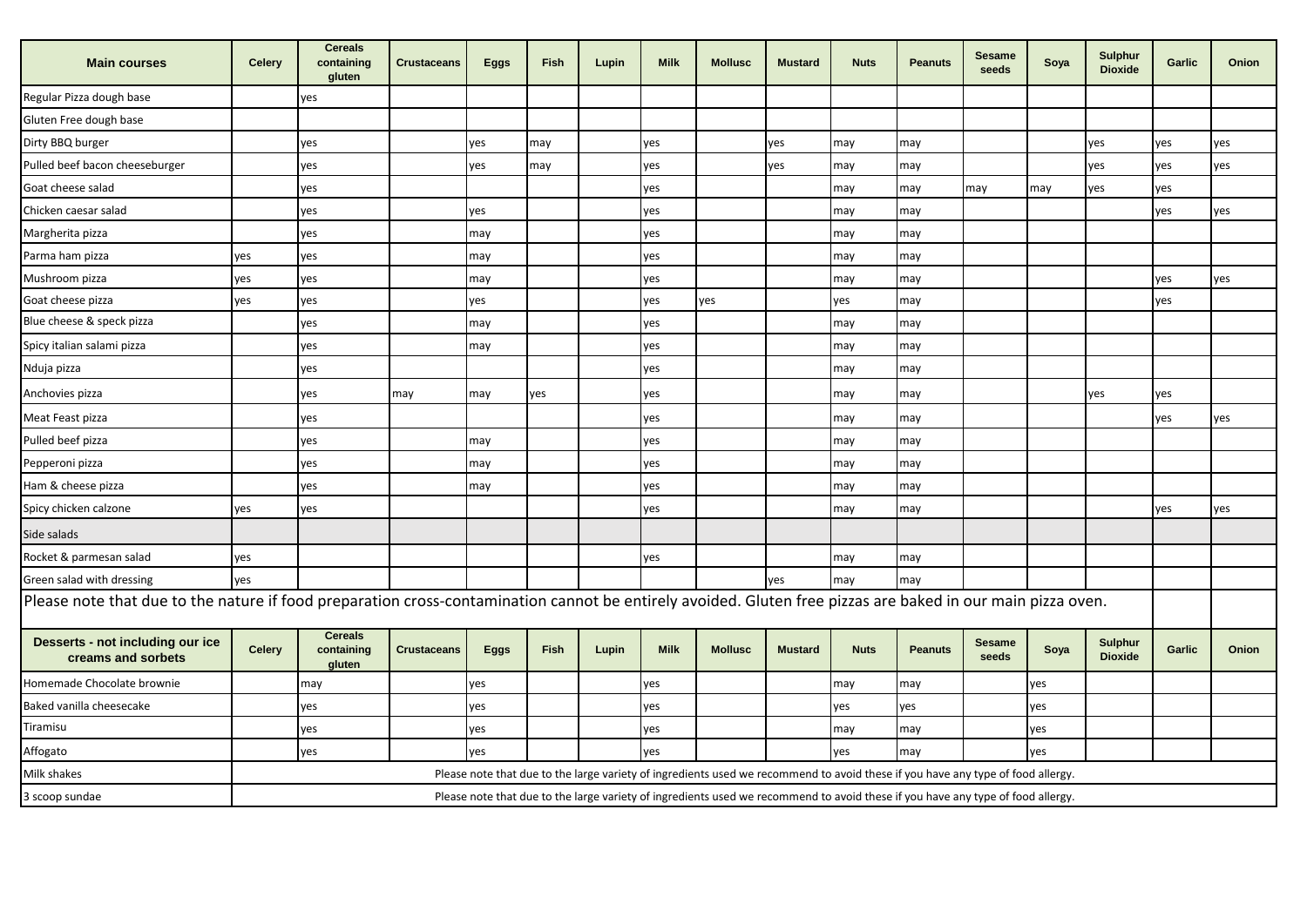| Main courses | Celery | Cereals containing gluten | Crustaceans | Eggs | Fish | Lupin | Milk | Mollusc | Mustard | Nuts | Peanuts | Sesame seeds | Soya | Sulphur Dioxide | Garlic | Onion |
|---|---|---|---|---|---|---|---|---|---|---|---|---|---|---|---|---|
| Regular Pizza dough base | | yes | | | | | | | | | | | | | | |
| Gluten Free dough base | | | | | | | | | | | | | | | | |
| Dirty BBQ burger | | yes | | yes | may | | yes | | yes | may | may | | | yes | yes | yes |
| Pulled beef bacon cheeseburger | | yes | | yes | may | | yes | | yes | may | may | | | yes | yes | yes |
| Goat cheese salad | | yes | | | | | yes | | | may | may | may | may | yes | yes | |
| Chicken caesar salad | | yes | | yes | | | yes | | | may | may | | | | yes | yes |
| Margherita pizza | | yes | | may | | | yes | | | may | may | | | | | |
| Parma ham pizza | yes | yes | | may | | | yes | | | may | may | | | | | |
| Mushroom pizza | yes | yes | | may | | | yes | | | may | may | | | | yes | yes |
| Goat cheese pizza | yes | yes | | yes | | | yes | yes | | yes | may | | | | yes | |
| Blue cheese & speck pizza | | yes | | may | | | yes | | | may | may | | | | | |
| Spicy italian salami pizza | | yes | | may | | | yes | | | may | may | | | | | |
| Nduja pizza | | yes | | | | | yes | | | may | may | | | | | |
| Anchovies pizza | | yes | may | may | yes | | yes | | | may | may | | | yes | yes | |
| Meat Feast pizza | | yes | | | | | yes | | | may | may | | | | yes | yes |
| Pulled beef pizza | | yes | | may | | | yes | | | may | may | | | | | |
| Pepperoni pizza | | yes | | may | | | yes | | | may | may | | | | | |
| Ham & cheese pizza | | yes | | may | | | yes | | | may | may | | | | | |
| Spicy chicken calzone | yes | yes | | | | | yes | | | may | may | | | | yes | yes |
| Side salads | | | | | | | | | | | | | | | | |
| Rocket & parmesan salad | yes | | | | | | yes | | | may | may | | | | | |
| Green salad with dressing | yes | | | | | | | | yes | may | may | | | | | |

Please note that due to the nature if food preparation cross-contamination cannot be entirely avoided. Gluten free pizzas are baked in our main pizza oven.

| Desserts - not including our ice creams and sorbets | Celery | Cereals containing gluten | Crustaceans | Eggs | Fish | Lupin | Milk | Mollusc | Mustard | Nuts | Peanuts | Sesame seeds | Soya | Sulphur Dioxide | Garlic | Onion |
|---|---|---|---|---|---|---|---|---|---|---|---|---|---|---|---|---|
| Homemade Chocolate brownie | | may | | yes | | | yes | | | may | may | | yes | | | |
| Baked vanilla cheesecake | | yes | | yes | | | yes | | | yes | yes | | yes | | | |
| Tiramisu | | yes | | yes | | | yes | | | may | may | | yes | | | |
| Affogato | | yes | | yes | | | yes | | | yes | may | | yes | | | |
| Milk shakes | Please note that due to the large variety of ingredients used we recommend to avoid these if you have any type of food allergy. | | | | | | | | | | | | | | | |
| 3 scoop sundae | Please note that due to the large variety of ingredients used we recommend to avoid these if you have any type of food allergy. | | | | | | | | | | | | | | | |